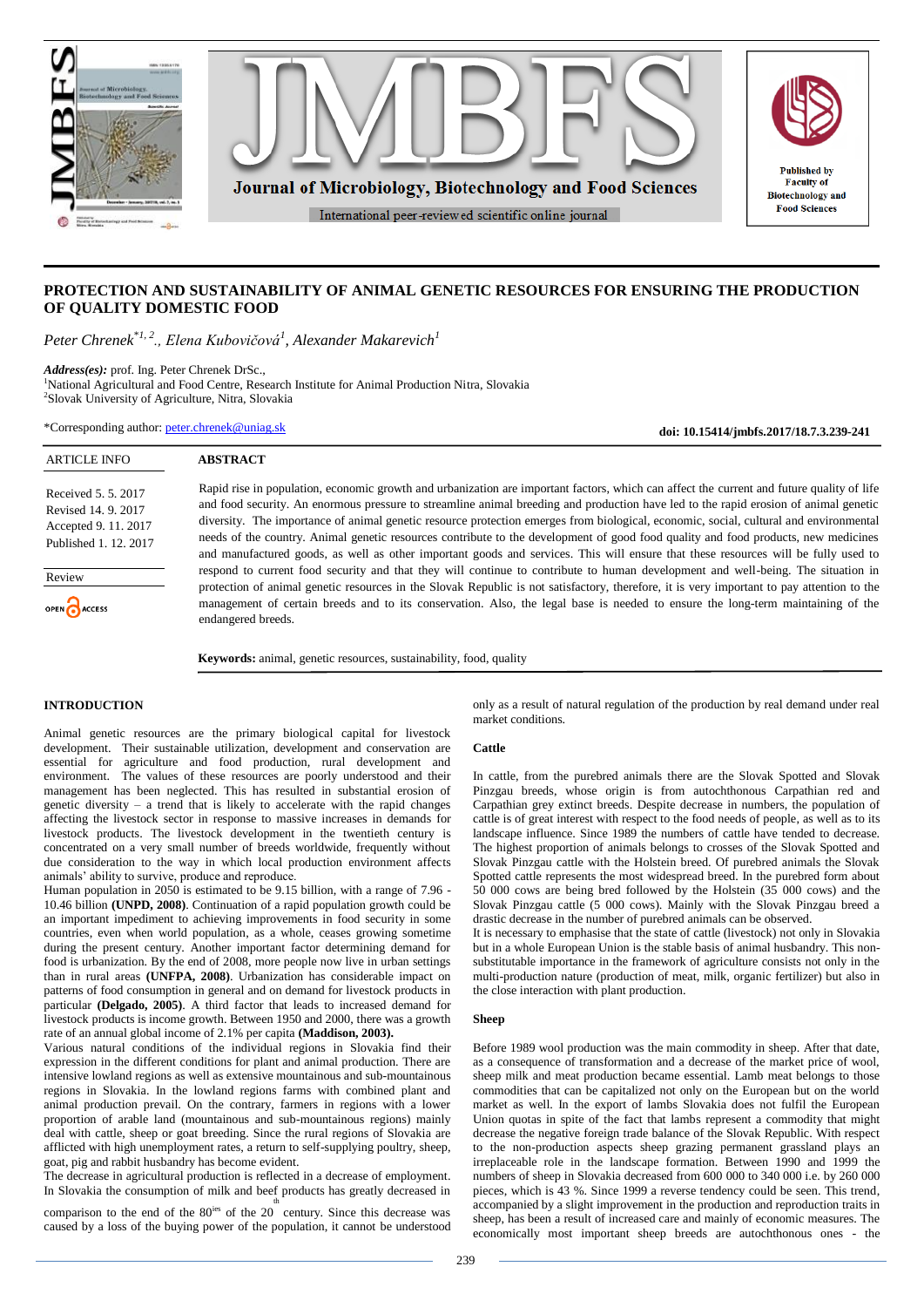# PROTECTION AND SUSTAINABILITY OF ANIMAL GENETIC RESOURCES FOR ENSURING THE PRODUCTION OF QUALITY DOMESTIC FOOD

*Peter Chrenek*[*1, 2]., *Elena Kubovičová*[1], *Alexander Makarevich*[1]

***Address(es):*** prof. Ing. Peter Chrenek DrSc.,
[1]National Agricultural and Food Centre, Research Institute for Animal Production Nitra, Slovakia
[2]Slovak University of Agriculture, Nitra, Slovakia

*Corresponding author: peter.chrenek@uniag.sk

**doi: 10.15414/jmbfs.2017/18.7.3.239-241**

ARTICLE INFO

Received 5. 5. 2017
Revised 14. 9. 2017
Accepted 9. 11. 2017
Published 1. 12. 2017

Review

OPEN ACCESS

## ABSTRACT

Rapid rise in population, economic growth and urbanization are important factors, which can affect the current and future quality of life and food security. An enormous pressure to streamline animal breeding and production have led to the rapid erosion of animal genetic diversity. The importance of animal genetic resource protection emerges from biological, economic, social, cultural and environmental needs of the country. Animal genetic resources contribute to the development of good food quality and food products, new medicines and manufactured goods, as well as other important goods and services. This will ensure that these resources will be fully used to respond to current food security and that they will continue to contribute to human development and well-being. The situation in protection of animal genetic resources in the Slovak Republic is not satisfactory, therefore, it is very important to pay attention to the management of certain breeds and to its conservation. Also, the legal base is needed to ensure the long-term maintaining of the endangered breeds.

**Keywords:** animal, genetic resources, sustainability, food, quality

## INTRODUCTION

Animal genetic resources are the primary biological capital for livestock development. Their sustainable utilization, development and conservation are essential for agriculture and food production, rural development and environment. The values of these resources are poorly understood and their management has been neglected. This has resulted in substantial erosion of genetic diversity – a trend that is likely to accelerate with the rapid changes affecting the livestock sector in response to massive increases in demands for livestock products. The livestock development in the twentieth century is concentrated on a very small number of breeds worldwide, frequently without due consideration to the way in which local production environment affects animals' ability to survive, produce and reproduce.

Human population in 2050 is estimated to be 9.15 billion, with a range of 7.96 - 10.46 billion **(UNPD, 2008)**. Continuation of a rapid population growth could be an important impediment to achieving improvements in food security in some countries, even when world population, as a whole, ceases growing sometime during the present century. Another important factor determining demand for food is urbanization. By the end of 2008, more people now live in urban settings than in rural areas **(UNFPA, 2008)**. Urbanization has considerable impact on patterns of food consumption in general and on demand for livestock products in particular **(Delgado, 2005)**. A third factor that leads to increased demand for livestock products is income growth. Between 1950 and 2000, there was a growth rate of an annual global income of 2.1% per capita **(Maddison, 2003).**

Various natural conditions of the individual regions in Slovakia find their expression in the different conditions for plant and animal production. There are intensive lowland regions as well as extensive mountainous and sub-mountainous regions in Slovakia. In the lowland regions farms with combined plant and animal production prevail. On the contrary, farmers in regions with a lower proportion of arable land (mountainous and sub-mountainous regions) mainly deal with cattle, sheep or goat breeding. Since the rural regions of Slovakia are afflicted with high unemployment rates, a return to self-supplying poultry, sheep, goat, pig and rabbit husbandry has become evident.

The decrease in agricultural production is reflected in a decrease of employment. In Slovakia the consumption of milk and beef products has greatly decreased in comparison to the end of the 80[ies] of the 20[th] century. Since this decrease was caused by a loss of the buying power of the population, it cannot be understood only as a result of natural regulation of the production by real demand under real market conditions.

### Cattle

In cattle, from the purebred animals there are the Slovak Spotted and Slovak Pinzgau breeds, whose origin is from autochthonous Carpathian red and Carpathian grey extinct breeds. Despite decrease in numbers, the population of cattle is of great interest with respect to the food needs of people, as well as to its landscape influence. Since 1989 the numbers of cattle have tended to decrease. The highest proportion of animals belongs to crosses of the Slovak Spotted and Slovak Pinzgau cattle with the Holstein breed. Of purebred animals the Slovak Spotted cattle represents the most widespread breed. In the purebred form about 50 000 cows are being bred followed by the Holstein (35 000 cows) and the Slovak Pinzgau cattle (5 000 cows). Mainly with the Slovak Pinzgau breed a drastic decrease in the number of purebred animals can be observed.

It is necessary to emphasise that the state of cattle (livestock) not only in Slovakia but in a whole European Union is the stable basis of animal husbandry. This non-substitutable importance in the framework of agriculture consists not only in the multi-production nature (production of meat, milk, organic fertilizer) but also in the close interaction with plant production.

### Sheep

Before 1989 wool production was the main commodity in sheep. After that date, as a consequence of transformation and a decrease of the market price of wool, sheep milk and meat production became essential. Lamb meat belongs to those commodities that can be capitalized not only on the European but on the world market as well. In the export of lambs Slovakia does not fulfil the European Union quotas in spite of the fact that lambs represent a commodity that might decrease the negative foreign trade balance of the Slovak Republic. With respect to the non-production aspects sheep grazing permanent grassland plays an irreplaceable role in the landscape formation. Between 1990 and 1999 the numbers of sheep in Slovakia decreased from 600 000 to 340 000 i.e. by 260 000 pieces, which is 43 %. Since 1999 a reverse tendency could be seen. This trend, accompanied by a slight improvement in the production and reproduction traits in sheep, has been a result of increased care and mainly of economic measures. The economically most important sheep breeds are autochthonous ones - the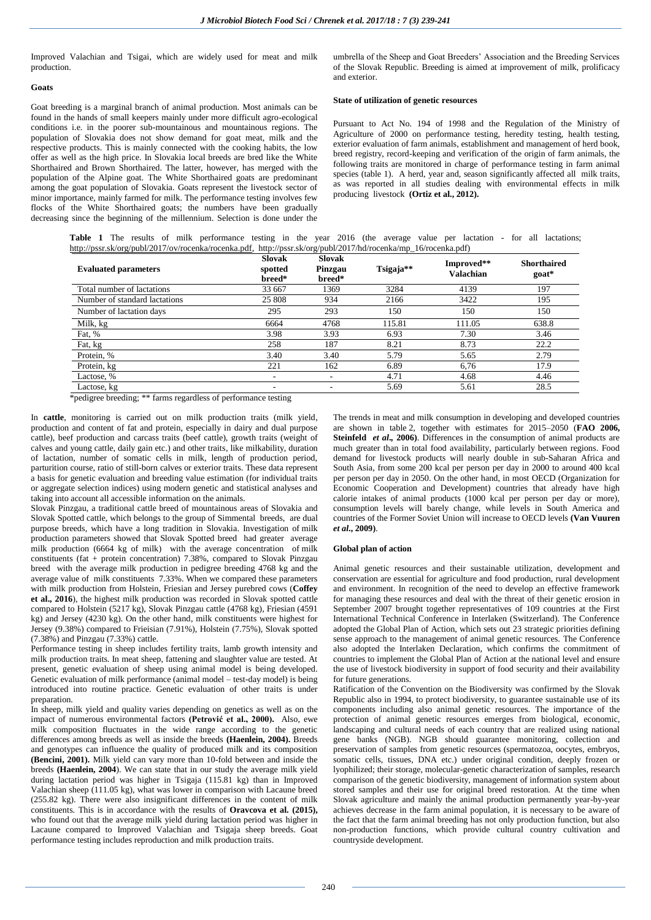Improved Valachian and Tsigai, which are widely used for meat and milk production.

**Goats**

Goat breeding is a marginal branch of animal production. Most animals can be found in the hands of small keepers mainly under more difficult agro-ecological conditions i.e. in the poorer sub-mountainous and mountainous regions. The population of Slovakia does not show demand for goat meat, milk and the respective products. This is mainly connected with the cooking habits, the low offer as well as the high price. In Slovakia local breeds are bred like the White Shorthaired and Brown Shorthaired. The latter, however, has merged with the population of the Alpine goat. The White Shorthaired goats are predominant among the goat population of Slovakia. Goats represent the livestock sector of minor importance, mainly farmed for milk. The performance testing involves few flocks of the White Shorthaired goats; the numbers have been gradually decreasing since the beginning of the millennium. Selection is done under the umbrella of the Sheep and Goat Breeders' Association and the Breeding Services of the Slovak Republic. Breeding is aimed at improvement of milk, prolificacy and exterior.

**State of utilization of genetic resources**

Pursuant to Act No. 194 of 1998 and the Regulation of the Ministry of Agriculture of 2000 on performance testing, heredity testing, health testing, exterior evaluation of farm animals, establishment and management of herd book, breed registry, record-keeping and verification of the origin of farm animals, the following traits are monitored in charge of performance testing in farm animal species (table 1). A herd, year and, season significantly affected all milk traits, as was reported in all studies dealing with environmental effects in milk producing livestock **(Ortiz et al., 2012).**

**Table 1** The results of milk performance testing in the year 2016 (the average value per lactation - for all lactations; http://pssr.sk/org/publ/2017/ov/rocenka/rocenka.pdf, http://pssr.sk/org/publ/2017/hd/rocenka/mp_16/rocenka.pdf)

| Evaluated parameters | Slovak spotted breed* | Slovak Pinzgau breed* | Tsigaja** | Improved** Valachian | Shorthaired goat* |
|---|---|---|---|---|---|
| Total number of lactations | 33 667 | 1369 | 3284 | 4139 | 197 |
| Number of standard lactations | 25 808 | 934 | 2166 | 3422 | 195 |
| Number of lactation days | 295 | 293 | 150 | 150 | 150 |
| Milk, kg | 6664 | 4768 | 115.81 | 111.05 | 638.8 |
| Fat, % | 3.98 | 3.93 | 6.93 | 7.30 | 3.46 |
| Fat, kg | 258 | 187 | 8.21 | 8.73 | 22.2 |
| Protein, % | 3.40 | 3.40 | 5.79 | 5.65 | 2.79 |
| Protein, kg | 221 | 162 | 6.89 | 6,76 | 17.9 |
| Lactose, % | - | - | 4.71 | 4.68 | 4.46 |
| Lactose, kg | - | - | 5.69 | 5.61 | 28.5 |

*pedigree breeding; ** farms regardless of performance testing

In **cattle**, monitoring is carried out on milk production traits (milk yield, production and content of fat and protein, especially in dairy and dual purpose cattle), beef production and carcass traits (beef cattle), growth traits (weight of calves and young cattle, daily gain etc.) and other traits, like milkability, duration of lactation, number of somatic cells in milk, length of production period, parturition course, ratio of still-born calves or exterior traits. These data represent a basis for genetic evaluation and breeding value estimation (for individual traits or aggregate selection indices) using modern genetic and statistical analyses and taking into account all accessible information on the animals.

Slovak Pinzgau, a traditional cattle breed of mountainous areas of Slovakia and Slovak Spotted cattle, which belongs to the group of Simmental breeds, are dual purpose breeds, which have a long tradition in Slovakia. Investigation of milk production parameters showed that Slovak Spotted breed had greater average milk production (6664 kg of milk) with the average concentration of milk constituents (fat + protein concentration) 7.38%, compared to Slovak Pinzgau breed with the average milk production in pedigree breeding 4768 kg and the average value of milk constituents 7.33%. When we compared these parameters with milk production from Holstein, Friesian and Jersey purebred cows (**Coffey et al., 2016**), the highest milk production was recorded in Slovak spotted cattle compared to Holstein (5217 kg), Slovak Pinzgau cattle (4768 kg), Friesian (4591 kg) and Jersey (4230 kg). On the other hand, milk constituents were highest for Jersey (9.38%) compared to Frieisian (7.91%), Holstein (7.75%), Slovak spotted (7.38%) and Pinzgau (7.33%) cattle.

Performance testing in sheep includes fertility traits, lamb growth intensity and milk production traits. In meat sheep, fattening and slaughter value are tested. At present, genetic evaluation of sheep using animal model is being developed. Genetic evaluation of milk performance (animal model – test-day model) is being introduced into routine practice. Genetic evaluation of other traits is under preparation.

In sheep, milk yield and quality varies depending on genetics as well as on the impact of numerous environmental factors **(Petrović et al., 2000).** Also, ewe milk composition fluctuates in the wide range according to the genetic differences among breeds as well as inside the breeds **(Haenlein, 2004).** Breeds and genotypes can influence the quality of produced milk and its composition **(Bencini, 2001).** Milk yield can vary more than 10-fold between and inside the breeds **(Haenlein, 2004**). We can state that in our study the average milk yield during lactation period was higher in Tsigaja (115.81 kg) than in Improved Valachian sheep (111.05 kg), what was lower in comparison with Lacaune breed (255.82 kg). There were also insignificant differences in the content of milk constituents. This is in accordance with the results of **Oravcova et al. (2015),** who found out that the average milk yield during lactation period was higher in Lacaune compared to Improved Valachian and Tsigaja sheep breeds. Goat performance testing includes reproduction and milk production traits.

The trends in meat and milk consumption in developing and developed countries are shown in table 2, together with estimates for 2015–2050 (**FAO 2006, Steinfeld *et al*., 2006**). Differences in the consumption of animal products are much greater than in total food availability, particularly between regions. Food demand for livestock products will nearly double in sub-Saharan Africa and South Asia, from some 200 kcal per person per day in 2000 to around 400 kcal per person per day in 2050. On the other hand, in most OECD (Organization for Economic Cooperation and Development) countries that already have high calorie intakes of animal products (1000 kcal per person per day or more), consumption levels will barely change, while levels in South America and countries of the Former Soviet Union will increase to OECD levels **(Van Vuuren *et al*., 2009)**.

**Global plan of action**

Animal genetic resources and their sustainable utilization, development and conservation are essential for agriculture and food production, rural development and environment. In recognition of the need to develop an effective framework for managing these resources and deal with the threat of their genetic erosion in September 2007 brought together representatives of 109 countries at the First International Technical Conference in Interlaken (Switzerland). The Conference adopted the Global Plan of Action, which sets out 23 strategic priorities defining sense approach to the management of animal genetic resources. The Conference also adopted the Interlaken Declaration, which confirms the commitment of countries to implement the Global Plan of Action at the national level and ensure the use of livestock biodiversity in support of food security and their availability for future generations.

Ratification of the Convention on the Biodiversity was confirmed by the Slovak Republic also in 1994, to protect biodiversity, to guarantee sustainable use of its components including also animal genetic resources. The importance of the protection of animal genetic resources emerges from biological, economic, landscaping and cultural needs of each country that are realized using national gene banks (NGB). NGB should guarantee monitoring, collection and preservation of samples from genetic resources (spermatozoa, oocytes, embryos, somatic cells, tissues, DNA etc.) under original condition, deeply frozen or lyophilized; their storage, molecular-genetic characterization of samples, research comparison of the genetic biodiversity, management of information system about stored samples and their use for original breed restoration. At the time when Slovak agriculture and mainly the animal production permanently year-by-year achieves decrease in the farm animal population, it is necessary to be aware of the fact that the farm animal breeding has not only production function, but also non-production functions, which provide cultural country cultivation and countryside development.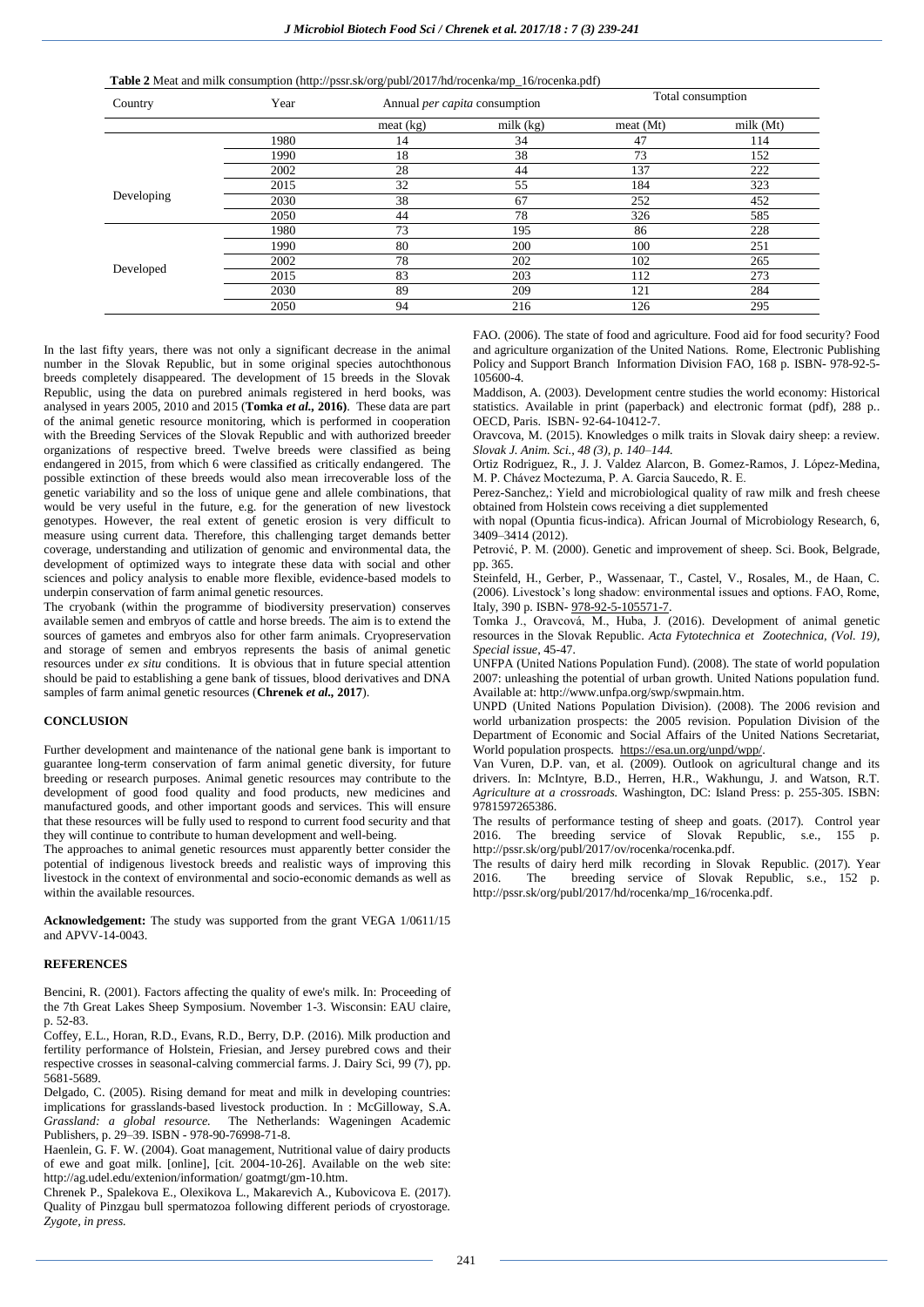**Table 2** Meat and milk consumption (http://pssr.sk/org/publ/2017/hd/rocenka/mp_16/rocenka.pdf)

| Country | Year | Annual *per capita* consumption | | Total consumption | |
|---|---|---|---|---|---|
| | | meat (kg) | milk (kg) | meat (Mt) | milk (Mt) |
| Developing | 1980 | 14 | 34 | 47 | 114 |
| | 1990 | 18 | 38 | 73 | 152 |
| | 2002 | 28 | 44 | 137 | 222 |
| | 2015 | 32 | 55 | 184 | 323 |
| | 2030 | 38 | 67 | 252 | 452 |
| | 2050 | 44 | 78 | 326 | 585 |
| Developed | 1980 | 73 | 195 | 86 | 228 |
| | 1990 | 80 | 200 | 100 | 251 |
| | 2002 | 78 | 202 | 102 | 265 |
| | 2015 | 83 | 203 | 112 | 273 |
| | 2030 | 89 | 209 | 121 | 284 |
| | 2050 | 94 | 216 | 126 | 295 |

In the last fifty years, there was not only a significant decrease in the animal number in the Slovak Republic, but in some original species autochthonous breeds completely disappeared. The development of 15 breeds in the Slovak Republic, using the data on purebred animals registered in herd books, was analysed in years 2005, 2010 and 2015 (**Tomka *et al.*, 2016**). These data are part of the animal genetic resource monitoring, which is performed in cooperation with the Breeding Services of the Slovak Republic and with authorized breeder organizations of respective breed. Twelve breeds were classified as being endangered in 2015, from which 6 were classified as critically endangered. The possible extinction of these breeds would also mean irrecoverable loss of the genetic variability and so the loss of unique gene and allele combinations, that would be very useful in the future, e.g. for the generation of new livestock genotypes. However, the real extent of genetic erosion is very difficult to measure using current data. Therefore, this challenging target demands better coverage, understanding and utilization of genomic and environmental data, the development of optimized ways to integrate these data with social and other sciences and policy analysis to enable more flexible, evidence-based models to underpin conservation of farm animal genetic resources.

The cryobank (within the programme of biodiversity preservation) conserves available semen and embryos of cattle and horse breeds. The aim is to extend the sources of gametes and embryos also for other farm animals. Cryopreservation and storage of semen and embryos represents the basis of animal genetic resources under *ex situ* conditions. It is obvious that in future special attention should be paid to establishing a gene bank of tissues, blood derivatives and DNA samples of farm animal genetic resources (**Chrenek *et al.*, 2017**).

## CONCLUSION

Further development and maintenance of the national gene bank is important to guarantee long-term conservation of farm animal genetic diversity, for future breeding or research purposes. Animal genetic resources may contribute to the development of good food quality and food products, new medicines and manufactured goods, and other important goods and services. This will ensure that these resources will be fully used to respond to current food security and that they will continue to contribute to human development and well-being.

The approaches to animal genetic resources must apparently better consider the potential of indigenous livestock breeds and realistic ways of improving this livestock in the context of environmental and socio-economic demands as well as within the available resources.

**Acknowledgement:** The study was supported from the grant VEGA 1/0611/15 and APVV-14-0043.

## REFERENCES

Bencini, R. (2001). Factors affecting the quality of ewe's milk. In: Proceeding of the 7th Great Lakes Sheep Symposium. November 1-3. Wisconsin: EAU claire, p. 52-83.

Coffey, E.L., Horan, R.D., Evans, R.D., Berry, D.P. (2016). Milk production and fertility performance of Holstein, Friesian, and Jersey purebred cows and their respective crosses in seasonal-calving commercial farms. J. Dairy Sci, 99 (7), pp. 5681-5689.

Delgado, C. (2005). Rising demand for meat and milk in developing countries: implications for grasslands-based livestock production. In : McGilloway, S.A. *Grassland: a global resource.* The Netherlands: Wageningen Academic Publishers, p. 29–39. ISBN - 978-90-76998-71-8.

Haenlein, G. F. W. (2004). Goat management, Nutritional value of dairy products of ewe and goat milk. [online], [cit. 2004-10-26]. Available on the web site: http://ag.udel.edu/extenion/information/ goatmgt/gm-10.htm.

Chrenek P., Spalekova E., Olexikova L., Makarevich A., Kubovicova E. (2017). Quality of Pinzgau bull spermatozoa following different periods of cryostorage. *Zygote, in press.*

FAO. (2006). The state of food and agriculture. Food aid for food security? Food and agriculture organization of the United Nations. Rome, Electronic Publishing Policy and Support Branch Information Division FAO, 168 p. ISBN- 978-92-5-105600-4.

Maddison, A. (2003). Development centre studies the world economy: Historical statistics. Available in print (paperback) and electronic format (pdf), 288 p.. OECD, Paris. ISBN- 92-64-10412-7.

Oravcova, M. (2015). Knowledges o milk traits in Slovak dairy sheep: a review. *Slovak J. Anim. Sci., 48 (3), p. 140–144.*

Ortiz Rodriguez, R., J. J. Valdez Alarcon, B. Gomez-Ramos, J. López-Medina, M. P. Chávez Moctezuma, P. A. Garcia Saucedo, R. E.

Perez-Sanchez,: Yield and microbiological quality of raw milk and fresh cheese obtained from Holstein cows receiving a diet supplemented

with nopal (Opuntia ficus-indica). African Journal of Microbiology Research, 6, 3409–3414 (2012).

Petrović, P. M. (2000). Genetic and improvement of sheep. Sci. Book, Belgrade, pp. 365.

Steinfeld, H., Gerber, P., Wassenaar, T., Castel, V., Rosales, M., de Haan, C. (2006). Livestock's long shadow: environmental issues and options. FAO, Rome, Italy, 390 p. ISBN- 978-92-5-105571-7.

Tomka J., Oravcová, M., Huba, J. (2016). Development of animal genetic resources in the Slovak Republic. *Acta Fytotechnica et Zootechnica, (Vol. 19), Special issue*, 45-47.

UNFPA (United Nations Population Fund). (2008). The state of world population 2007: unleashing the potential of urban growth. United Nations population fund. Available at: http://www.unfpa.org/swp/swpmain.htm.

UNPD (United Nations Population Division). (2008). The 2006 revision and world urbanization prospects: the 2005 revision. Population Division of the Department of Economic and Social Affairs of the United Nations Secretariat, World population prospects. https://esa.un.org/unpd/wpp/.

Van Vuren, D.P. van, et al. (2009). Outlook on agricultural change and its drivers. In: McIntyre, B.D., Herren, H.R., Wakhungu, J. and Watson, R.T. *Agriculture at a crossroads.* Washington, DC: Island Press: p. 255-305. ISBN: 9781597265386.

The results of performance testing of sheep and goats. (2017). Control year 2016. The breeding service of Slovak Republic, s.e., 155 p. http://pssr.sk/org/publ/2017/ov/rocenka/rocenka.pdf.

The results of dairy herd milk recording in Slovak Republic. (2017). Year 2016. The breeding service of Slovak Republic, s.e., 152 p. http://pssr.sk/org/publ/2017/hd/rocenka/mp_16/rocenka.pdf.